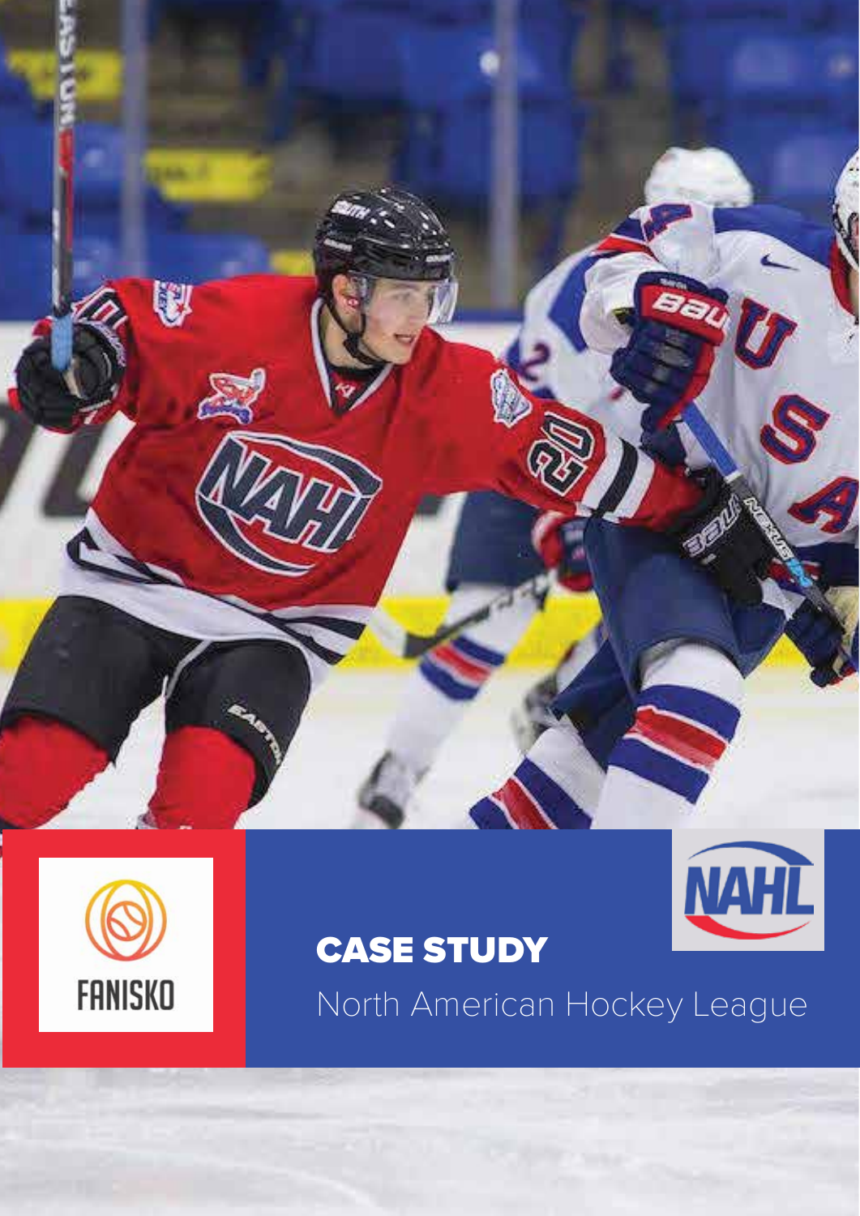FANISKO

# CASE STUDY

North American Hockey League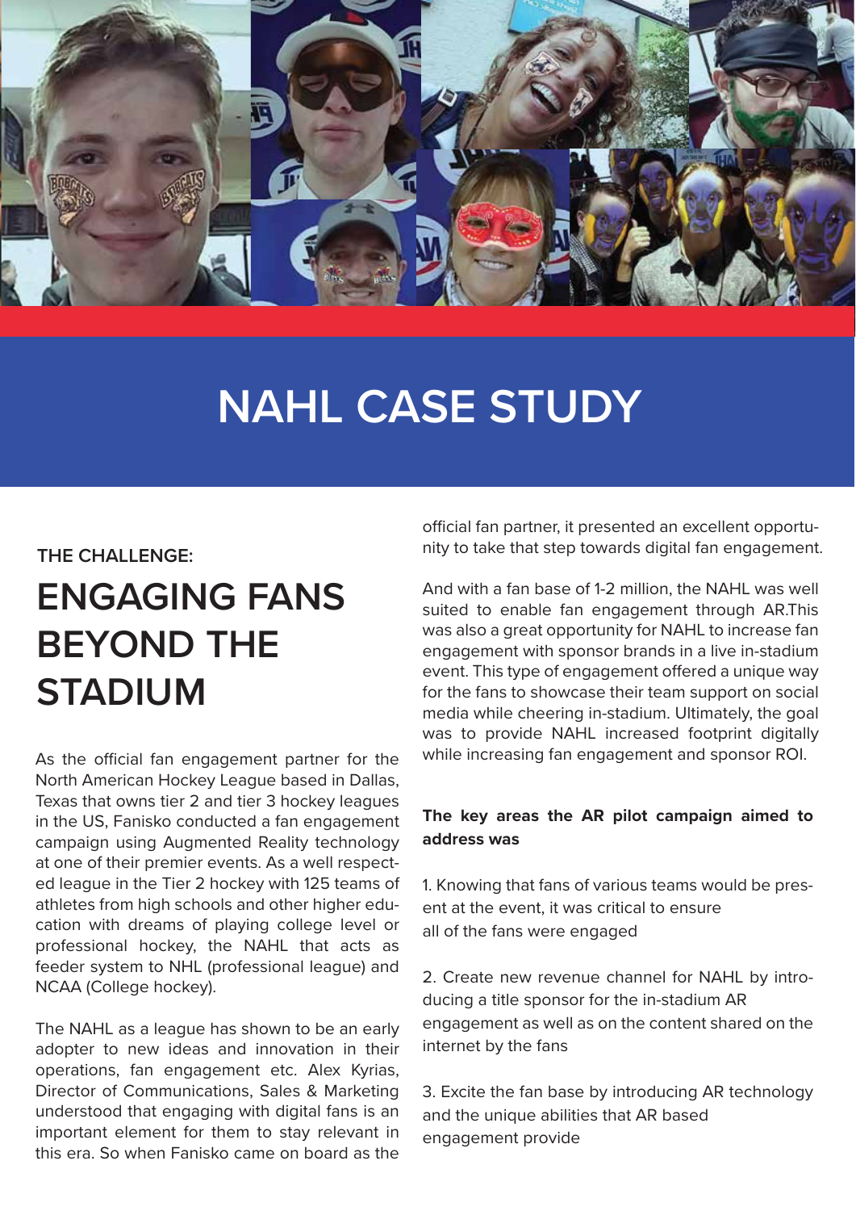# NAHL CASE STUDY

THE CHALLENGE:

## ENGAGING FANS BEYOND THE STADIUM

As the official fan engagement partner for the North American Hockey League based in Dallas, Texas that owns tier 2 and tier 3 hockey leagues in the US, Fanisko conducted a fan engagement campaign using Augmented Reality technology at one of their premier events. As a well respected league in the Tier 2 hockey with 125 teams of athletes from high schools and other higher education with dreams of playing college level or professional hockey, the NAHL that acts as feeder system to NHL (professional league) and NCAA (College hockey).

The NAHL as a league has shown to be an early adopter to new ideas and innovation in their operations, fan engagement etc. Alex Kyrias, Director of Communications, Sales & Marketing understood that engaging with digital fans is an important element for them to stay relevant in this era. So when Fanisko came on board as the official fan partner, it presented an excellent opportunity to take that step towards digital fan engagement.

And with a fan base of 1-2 million, the NAHL was well suited to enable fan engagement through AR.This was also a great opportunity for NAHL to increase fan engagement with sponsor brands in a live in-stadium event. This type of engagement offered a unique way for the fans to showcase their team support on social media while cheering in-stadium. Ultimately, the goal was to provide NAHL increased footprint digitally while increasing fan engagement and sponsor ROI.

**The key areas the AR pilot campaign aimed to address was**

1. Knowing that fans of various teams would be present at the event, it was critical to ensure all of the fans were engaged

2. Create new revenue channel for NAHL by introducing a title sponsor for the in-stadium AR engagement as well as on the content shared on the internet by the fans

3. Excite the fan base by introducing AR technology and the unique abilities that AR based engagement provide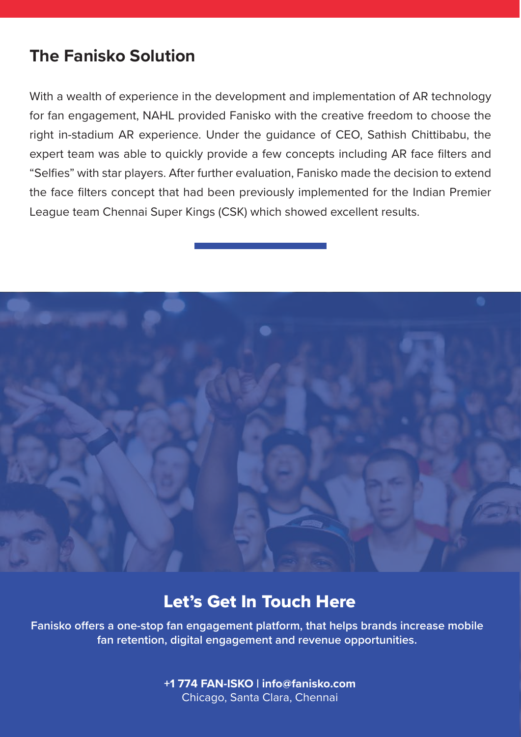## The Fanisko Solution

With a wealth of experience in the development and implementation of AR technology for fan engagement, NAHL provided Fanisko with the creative freedom to choose the right in-stadium AR experience. Under the guidance of CEO, Sathish Chittibabu, the expert team was able to quickly provide a few concepts including AR face filters and "Selfies" with star players. After further evaluation, Fanisko made the decision to extend the face filters concept that had been previously implemented for the Indian Premier League team Chennai Super Kings (CSK) which showed excellent results.

## Let's Get In Touch Here

**Fanisko offers a one-stop fan engagement platform, that helps brands increase mobile fan retention, digital engagement and revenue opportunities.**

**+1 774 FAN-ISKO | info@fanisko.com**
Chicago, Santa Clara, Chennai